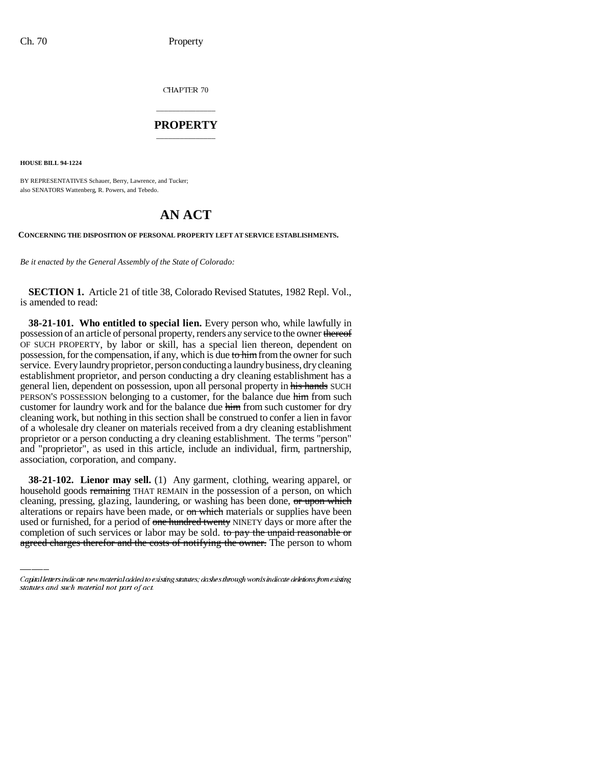CHAPTER 70

# PROPERTY

**HOUSE BILL 94-1224**

BY REPRESENTATIVES Schauer, Berry, Lawrence, and Tucker;
also SENATORS Wattenberg, R. Powers, and Tebedo.

# AN ACT

**CONCERNING THE DISPOSITION OF PERSONAL PROPERTY LEFT AT SERVICE ESTABLISHMENTS.**

*Be it enacted by the General Assembly of the State of Colorado:*

**SECTION 1.** Article 21 of title 38, Colorado Revised Statutes, 1982 Repl. Vol., is amended to read:

**38-21-101. Who entitled to special lien.** Every person who, while lawfully in possession of an article of personal property, renders any service to the owner ~~thereof~~ OF SUCH PROPERTY, by labor or skill, has a special lien thereon, dependent on possession, for the compensation, if any, which is due ~~to him~~ from the owner for such service. Every laundry proprietor, person conducting a laundry business, dry cleaning establishment proprietor, and person conducting a dry cleaning establishment has a general lien, dependent on possession, upon all personal property in ~~his hands~~ SUCH PERSON'S POSSESSION belonging to a customer, for the balance due ~~him~~ from such customer for laundry work and for the balance due ~~him~~ from such customer for dry cleaning work, but nothing in this section shall be construed to confer a lien in favor of a wholesale dry cleaner on materials received from a dry cleaning establishment proprietor or a person conducting a dry cleaning establishment. The terms "person" and "proprietor", as used in this article, include an individual, firm, partnership, association, corporation, and company.

**38-21-102. Lienor may sell.** (1) Any garment, clothing, wearing apparel, or household goods ~~remaining~~ THAT REMAIN in the possession of a person, on which cleaning, pressing, glazing, laundering, or washing has been done, ~~or upon which~~ alterations or repairs have been made, or ~~on which~~ materials or supplies have been used or furnished, for a period of ~~one hundred twenty~~ NINETY days or more after the completion of such services or labor may be sold. ~~to pay the unpaid reasonable or agreed charges therefor and the costs of notifying the owner.~~ The person to whom

Capital letters indicate new material added to existing statutes; dashes through words indicate deletions from existing statutes and such material not part of act.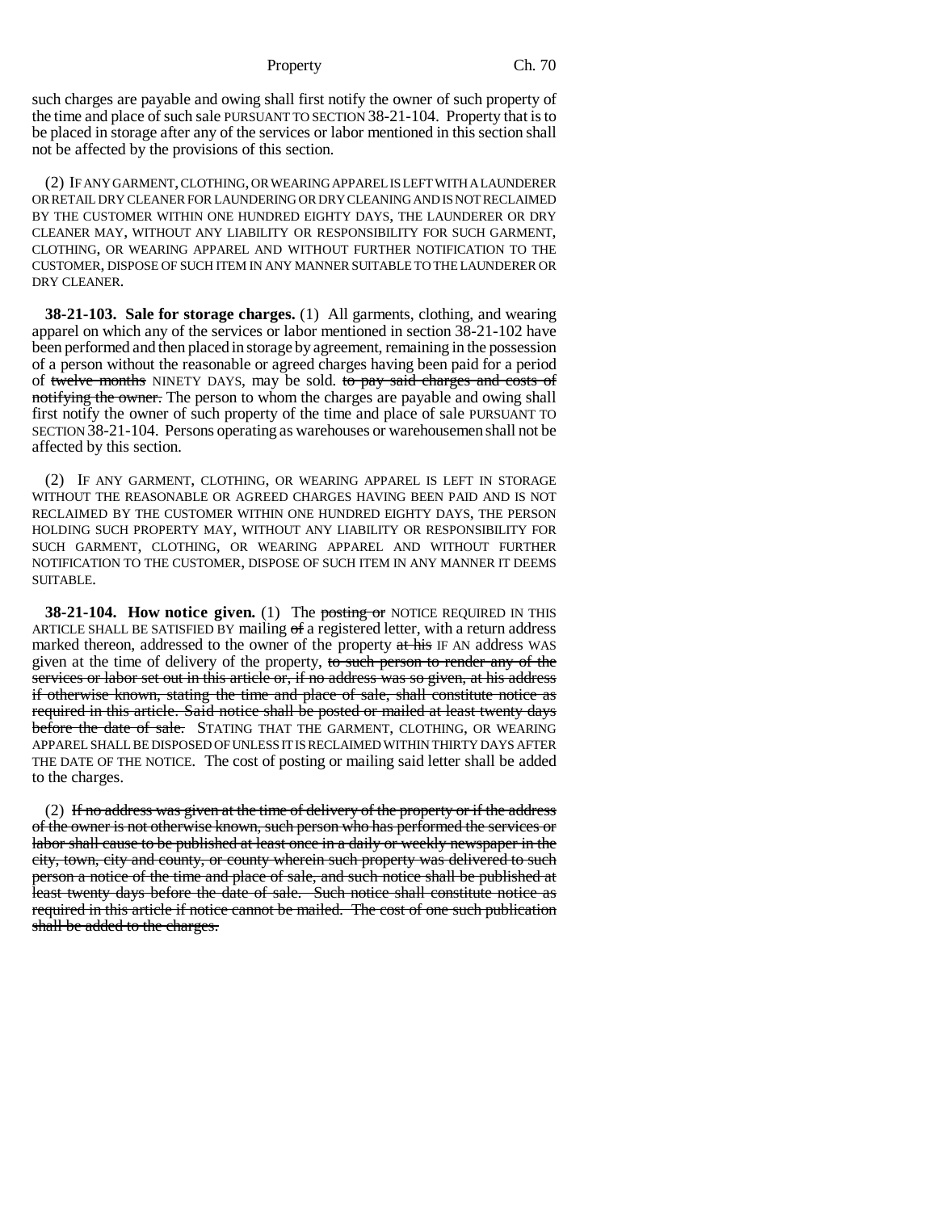such charges are payable and owing shall first notify the owner of such property of the time and place of such sale PURSUANT TO SECTION 38-21-104. Property that is to be placed in storage after any of the services or labor mentioned in this section shall not be affected by the provisions of this section.

(2) IF ANY GARMENT, CLOTHING, OR WEARING APPAREL IS LEFT WITH A LAUNDERER OR RETAIL DRY CLEANER FOR LAUNDERING OR DRY CLEANING AND IS NOT RECLAIMED BY THE CUSTOMER WITHIN ONE HUNDRED EIGHTY DAYS, THE LAUNDERER OR DRY CLEANER MAY, WITHOUT ANY LIABILITY OR RESPONSIBILITY FOR SUCH GARMENT, CLOTHING, OR WEARING APPAREL AND WITHOUT FURTHER NOTIFICATION TO THE CUSTOMER, DISPOSE OF SUCH ITEM IN ANY MANNER SUITABLE TO THE LAUNDERER OR DRY CLEANER.

**38-21-103. Sale for storage charges.** (1) All garments, clothing, and wearing apparel on which any of the services or labor mentioned in section 38-21-102 have been performed and then placed in storage by agreement, remaining in the possession of a person without the reasonable or agreed charges having been paid for a period of ~~twelve months~~ NINETY DAYS, may be sold. ~~to pay said charges and costs of notifying the owner.~~ The person to whom the charges are payable and owing shall first notify the owner of such property of the time and place of sale PURSUANT TO SECTION 38-21-104. Persons operating as warehouses or warehousemen shall not be affected by this section.

(2) IF ANY GARMENT, CLOTHING, OR WEARING APPAREL IS LEFT IN STORAGE WITHOUT THE REASONABLE OR AGREED CHARGES HAVING BEEN PAID AND IS NOT RECLAIMED BY THE CUSTOMER WITHIN ONE HUNDRED EIGHTY DAYS, THE PERSON HOLDING SUCH PROPERTY MAY, WITHOUT ANY LIABILITY OR RESPONSIBILITY FOR SUCH GARMENT, CLOTHING, OR WEARING APPAREL AND WITHOUT FURTHER NOTIFICATION TO THE CUSTOMER, DISPOSE OF SUCH ITEM IN ANY MANNER IT DEEMS SUITABLE.

**38-21-104. How notice given.** (1) The ~~posting or~~ NOTICE REQUIRED IN THIS ARTICLE SHALL BE SATISFIED BY mailing ~~of~~ a registered letter, with a return address marked thereon, addressed to the owner of the property ~~at his~~ IF AN address WAS given at the time of delivery of the property, ~~to such person to render any of the services or labor set out in this article or, if no address was so given, at his address if otherwise known, stating the time and place of sale, shall constitute notice as required in this article. Said notice shall be posted or mailed at least twenty days before the date of sale.~~ STATING THAT THE GARMENT, CLOTHING, OR WEARING APPAREL SHALL BE DISPOSED OF UNLESS IT IS RECLAIMED WITHIN THIRTY DAYS AFTER THE DATE OF THE NOTICE. The cost of posting or mailing said letter shall be added to the charges.

(2) ~~If no address was given at the time of delivery of the property or if the address of the owner is not otherwise known, such person who has performed the services or labor shall cause to be published at least once in a daily or weekly newspaper in the city, town, city and county, or county wherein such property was delivered to such person a notice of the time and place of sale, and such notice shall be published at least twenty days before the date of sale. Such notice shall constitute notice as required in this article if notice cannot be mailed. The cost of one such publication shall be added to the charges.~~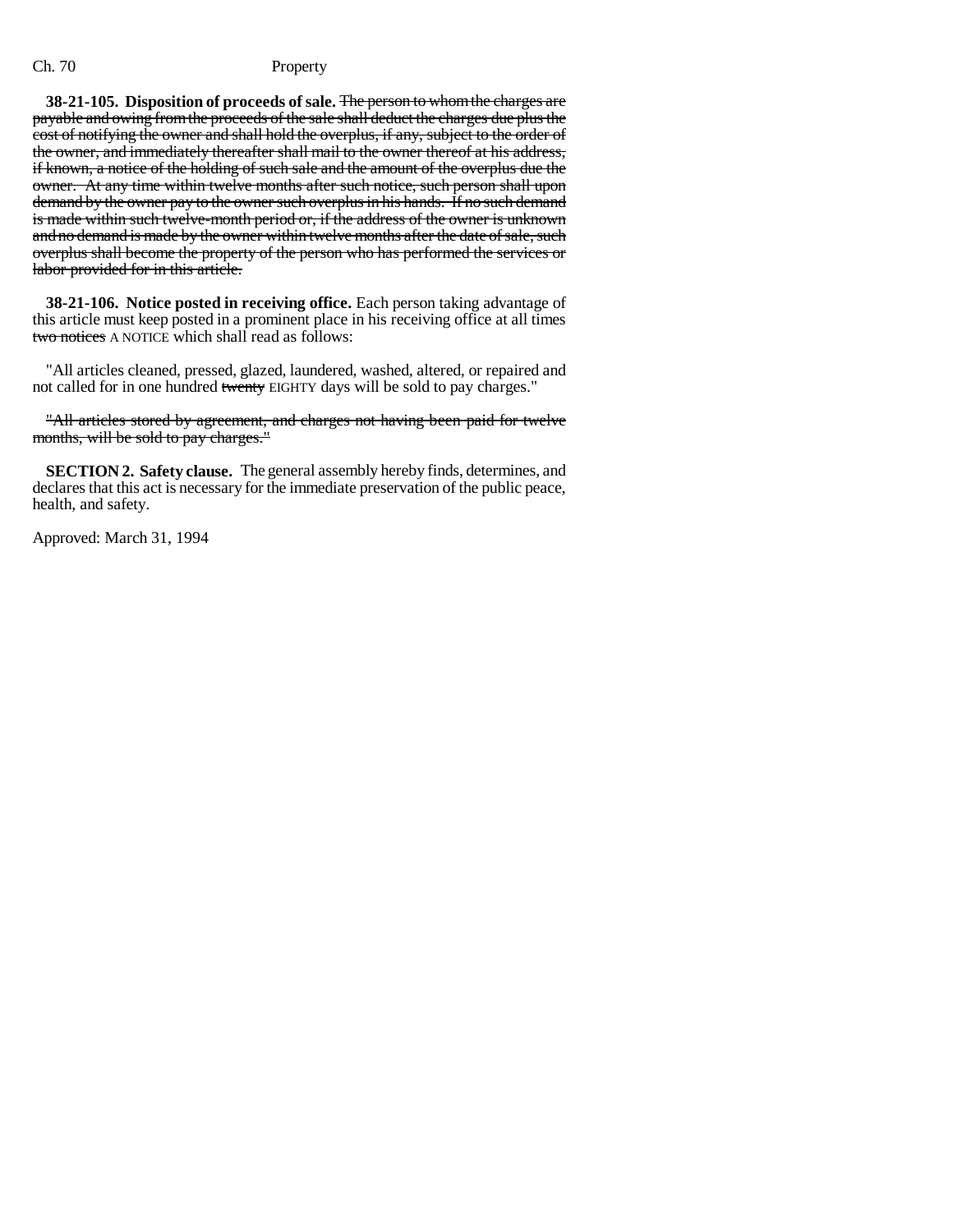**38-21-105. Disposition of proceeds of sale.** ~~The person to whom the charges are payable and owing from the proceeds of the sale shall deduct the charges due plus the cost of notifying the owner and shall hold the overplus, if any, subject to the order of the owner, and immediately thereafter shall mail to the owner thereof at his address, if known, a notice of the holding of such sale and the amount of the overplus due the owner. At any time within twelve months after such notice, such person shall upon demand by the owner pay to the owner such overplus in his hands. If no such demand is made within such twelve-month period or, if the address of the owner is unknown and no demand is made by the owner within twelve months after the date of sale, such overplus shall become the property of the person who has performed the services or labor provided for in this article.~~

**38-21-106. Notice posted in receiving office.** Each person taking advantage of this article must keep posted in a prominent place in his receiving office at all times ~~two notices~~ A NOTICE which shall read as follows:

"All articles cleaned, pressed, glazed, laundered, washed, altered, or repaired and not called for in one hundred ~~twenty~~ EIGHTY days will be sold to pay charges."

~~"All articles stored by agreement, and charges not having been paid for twelve months, will be sold to pay charges."~~

**SECTION 2. Safety clause.** The general assembly hereby finds, determines, and declares that this act is necessary for the immediate preservation of the public peace, health, and safety.

Approved: March 31, 1994